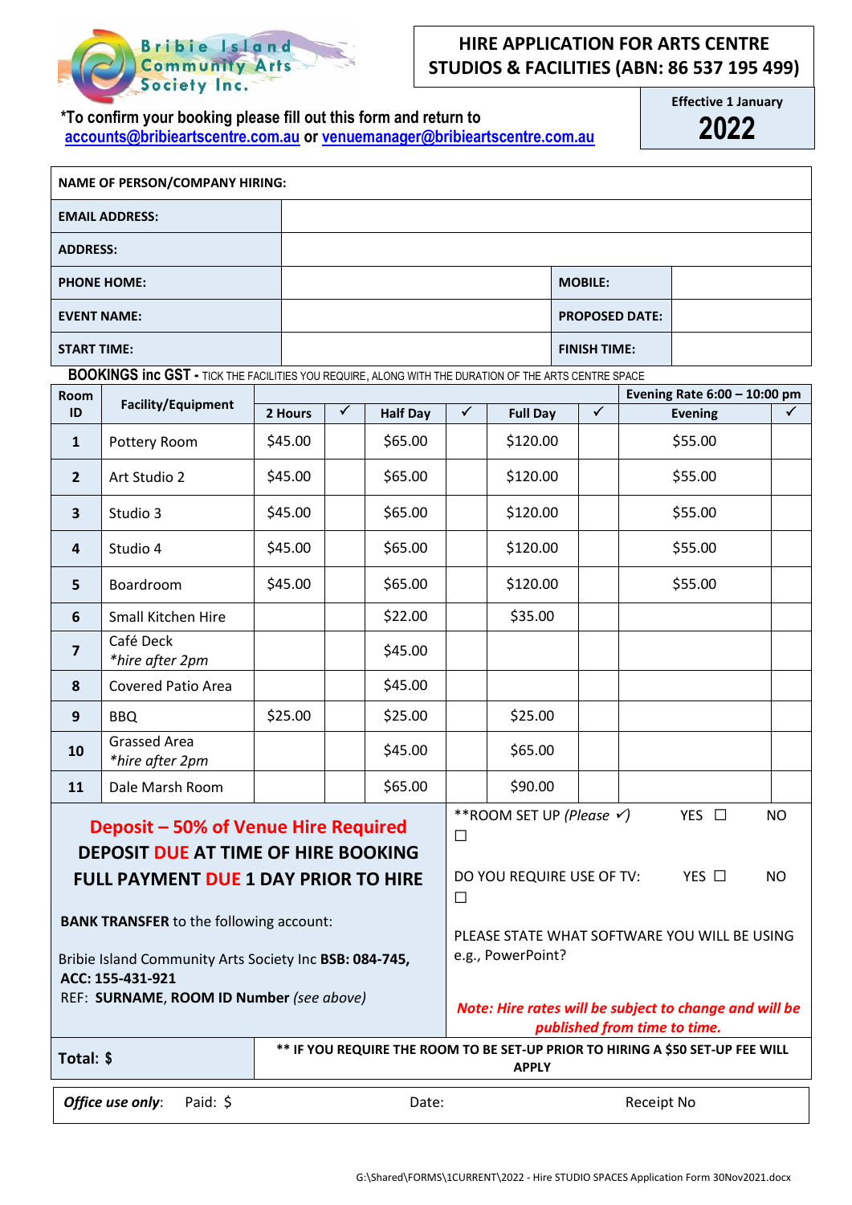Bribie Island Community Arts Society Inc.

# HIRE APPLICATION FOR ARTS CENTRE STUDIOS & FACILITIES (ABN: 86 537 195 499)

**Effective 1 January 2022**

**\*To confirm your booking please fill out this form and return to accounts@bribieartscentre.com.au or venuemanager@bribieartscentre.com.au**

| **NAME OF PERSON/COMPANY HIRING:** | | | |
|---|---|---|---|
| **EMAIL ADDRESS:** | | | |
| **ADDRESS:** | | | |
| **PHONE HOME:** | | **MOBILE:** | |
| **EVENT NAME:** | | **PROPOSED DATE:** | |
| **START TIME:** | | **FINISH TIME:** | |

**BOOKINGS inc GST -** TICK THE FACILITIES YOU REQUIRE, ALONG WITH THE DURATION OF THE ARTS CENTRE SPACE

| Room ID | Facility/Equipment | 2 Hours | ✓ | Half Day | ✓ | Full Day | ✓ | Evening Rate 6:00 – 10:00 pm Evening | ✓ |
|---|---|---|---|---|---|---|---|---|---|
| 1 | Pottery Room | $45.00 | | $65.00 | | $120.00 | | $55.00 | |
| 2 | Art Studio 2 | $45.00 | | $65.00 | | $120.00 | | $55.00 | |
| 3 | Studio 3 | $45.00 | | $65.00 | | $120.00 | | $55.00 | |
| 4 | Studio 4 | $45.00 | | $65.00 | | $120.00 | | $55.00 | |
| 5 | Boardroom | $45.00 | | $65.00 | | $120.00 | | $55.00 | |
| 6 | Small Kitchen Hire | | | $22.00 | | $35.00 | | | |
| 7 | Café Deck *\*hire after 2pm* | | | $45.00 | | | | | |
| 8 | Covered Patio Area | | | $45.00 | | | | | |
| 9 | BBQ | $25.00 | | $25.00 | | $25.00 | | | |
| 10 | Grassed Area *\*hire after 2pm* | | | $45.00 | | $65.00 | | | |
| 11 | Dale Marsh Room | | | $65.00 | | $90.00 | | | |

**Deposit – 50% of Venue Hire Required**

**DEPOSIT DUE AT TIME OF HIRE BOOKING**

**FULL PAYMENT DUE 1 DAY PRIOR TO HIRE**

**BANK TRANSFER** to the following account:

Bribie Island Community Arts Society Inc **BSB: 084-745, ACC: 155-431-921**

REF: **SURNAME, ROOM ID Number** *(see above)*

\*\*ROOM SET UP *(Please ✓)* YES ☐ NO ☐

DO YOU REQUIRE USE OF TV: YES ☐ NO ☐

PLEASE STATE WHAT SOFTWARE YOU WILL BE USING e.g., PowerPoint?

***Note: Hire rates will be subject to change and will be published from time to time.***

**Total: $**

**\*\* IF YOU REQUIRE THE ROOM TO BE SET-UP PRIOR TO HIRING A $50 SET-UP FEE WILL APPLY**

| ***Office use only***: Paid: $ | Date: | Receipt No |
|---|---|---|

G:\Shared\FORMS\1CURRENT\2022 - Hire STUDIO SPACES Application Form 30Nov2021.docx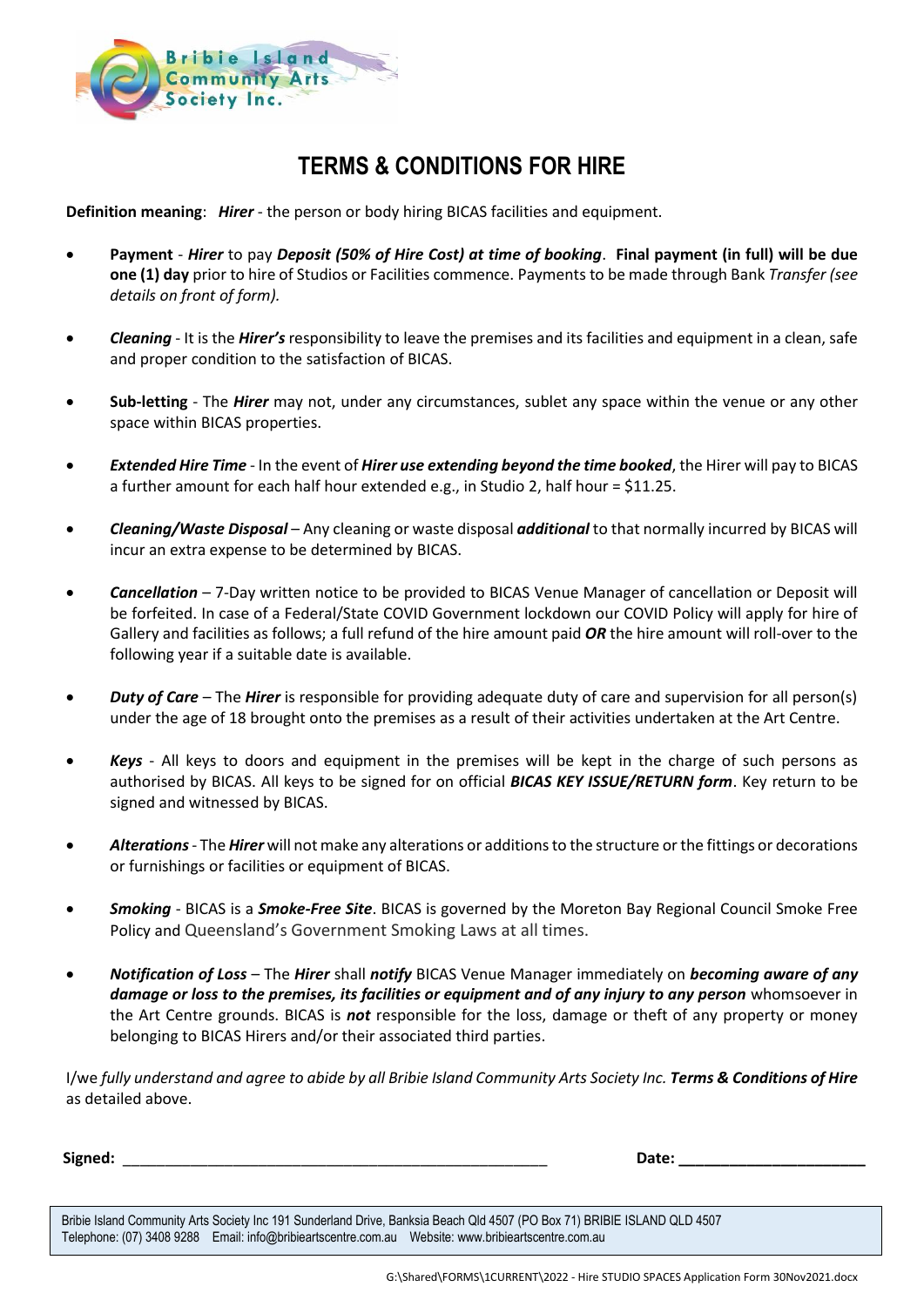# TERMS & CONDITIONS FOR HIRE

**Definition meaning**: ***Hirer*** - the person or body hiring BICAS facilities and equipment.

- **Payment** - ***Hirer*** to pay ***Deposit (50% of Hire Cost) at time of booking***. **Final payment (in full) will be due one (1) day** prior to hire of Studios or Facilities commence. Payments to be made through Bank *Transfer (see details on front of form).*

- ***Cleaning*** - It is the ***Hirer's*** responsibility to leave the premises and its facilities and equipment in a clean, safe and proper condition to the satisfaction of BICAS.

- **Sub-letting** - The ***Hirer*** may not, under any circumstances, sublet any space within the venue or any other space within BICAS properties.

- ***Extended Hire Time*** - In the event of ***Hirer use extending beyond the time booked***, the Hirer will pay to BICAS a further amount for each half hour extended e.g., in Studio 2, half hour = $11.25.

- ***Cleaning/Waste Disposal*** – Any cleaning or waste disposal ***additional*** to that normally incurred by BICAS will incur an extra expense to be determined by BICAS.

- ***Cancellation*** – 7-Day written notice to be provided to BICAS Venue Manager of cancellation or Deposit will be forfeited. In case of a Federal/State COVID Government lockdown our COVID Policy will apply for hire of Gallery and facilities as follows; a full refund of the hire amount paid ***OR*** the hire amount will roll-over to the following year if a suitable date is available.

- ***Duty of Care*** – The ***Hirer*** is responsible for providing adequate duty of care and supervision for all person(s) under the age of 18 brought onto the premises as a result of their activities undertaken at the Art Centre.

- ***Keys*** - All keys to doors and equipment in the premises will be kept in the charge of such persons as authorised by BICAS. All keys to be signed for on official ***BICAS KEY ISSUE/RETURN form***. Key return to be signed and witnessed by BICAS.

- ***Alterations*** - The ***Hirer*** will not make any alterations or additions to the structure or the fittings or decorations or furnishings or facilities or equipment of BICAS.

- ***Smoking*** - BICAS is a ***Smoke-Free Site***. BICAS is governed by the Moreton Bay Regional Council Smoke Free Policy and Queensland's Government Smoking Laws at all times.

- ***Notification of Loss*** – The ***Hirer*** shall ***notify*** BICAS Venue Manager immediately on ***becoming aware of any damage or loss to the premises, its facilities or equipment and of any injury to any person*** whomsoever in the Art Centre grounds. BICAS is ***not*** responsible for the loss, damage or theft of any property or money belonging to BICAS Hirers and/or their associated third parties.

I/we *fully understand and agree to abide by all Bribie Island Community Arts Society Inc.* ***Terms & Conditions of Hire*** as detailed above.

**Signed:** ____________________________________________ **Date:** ____________________

Bribie Island Community Arts Society Inc 191 Sunderland Drive, Banksia Beach Qld 4507 (PO Box 71) BRIBIE ISLAND QLD 4507
Telephone: (07) 3408 9288 Email: info@bribieartscentre.com.au Website: www.bribieartscentre.com.au